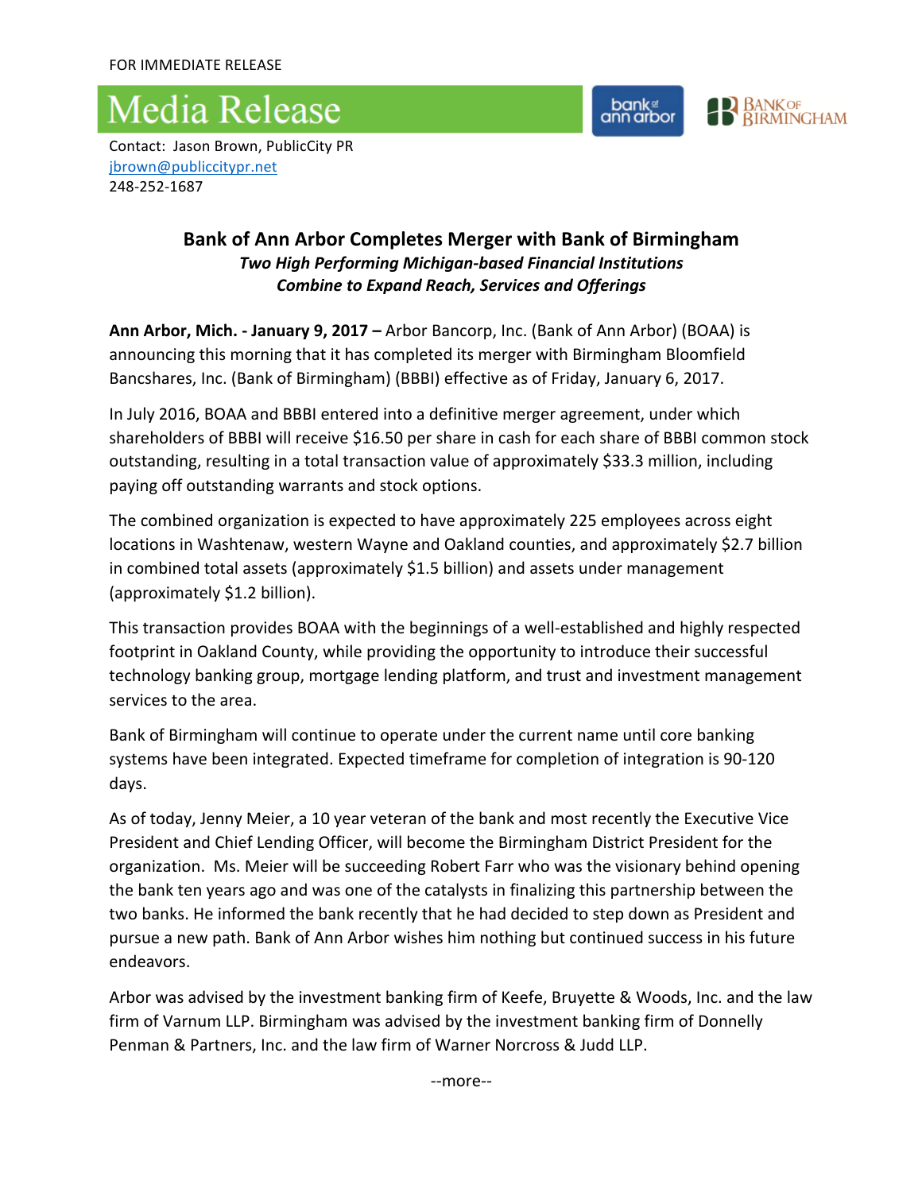FOR IMMEDIATE RELEASE

# Media Release

Contact: Jason Brown, PublicCity PR
jbrown@publiccitypr.net
248-252-1687

## Bank of Ann Arbor Completes Merger with Bank of Birmingham

***Two High Performing Michigan-based Financial Institutions Combine to Expand Reach, Services and Offerings***

**Ann Arbor, Mich. - January 9, 2017 –** Arbor Bancorp, Inc. (Bank of Ann Arbor) (BOAA) is announcing this morning that it has completed its merger with Birmingham Bloomfield Bancshares, Inc. (Bank of Birmingham) (BBBI) effective as of Friday, January 6, 2017.

In July 2016, BOAA and BBBI entered into a definitive merger agreement, under which shareholders of BBBI will receive $16.50 per share in cash for each share of BBBI common stock outstanding, resulting in a total transaction value of approximately $33.3 million, including paying off outstanding warrants and stock options.

The combined organization is expected to have approximately 225 employees across eight locations in Washtenaw, western Wayne and Oakland counties, and approximately $2.7 billion in combined total assets (approximately $1.5 billion) and assets under management (approximately $1.2 billion).

This transaction provides BOAA with the beginnings of a well-established and highly respected footprint in Oakland County, while providing the opportunity to introduce their successful technology banking group, mortgage lending platform, and trust and investment management services to the area.

Bank of Birmingham will continue to operate under the current name until core banking systems have been integrated. Expected timeframe for completion of integration is 90-120 days.

As of today, Jenny Meier, a 10 year veteran of the bank and most recently the Executive Vice President and Chief Lending Officer, will become the Birmingham District President for the organization. Ms. Meier will be succeeding Robert Farr who was the visionary behind opening the bank ten years ago and was one of the catalysts in finalizing this partnership between the two banks. He informed the bank recently that he had decided to step down as President and pursue a new path. Bank of Ann Arbor wishes him nothing but continued success in his future endeavors.

Arbor was advised by the investment banking firm of Keefe, Bruyette & Woods, Inc. and the law firm of Varnum LLP. Birmingham was advised by the investment banking firm of Donnelly Penman & Partners, Inc. and the law firm of Warner Norcross & Judd LLP.

--more--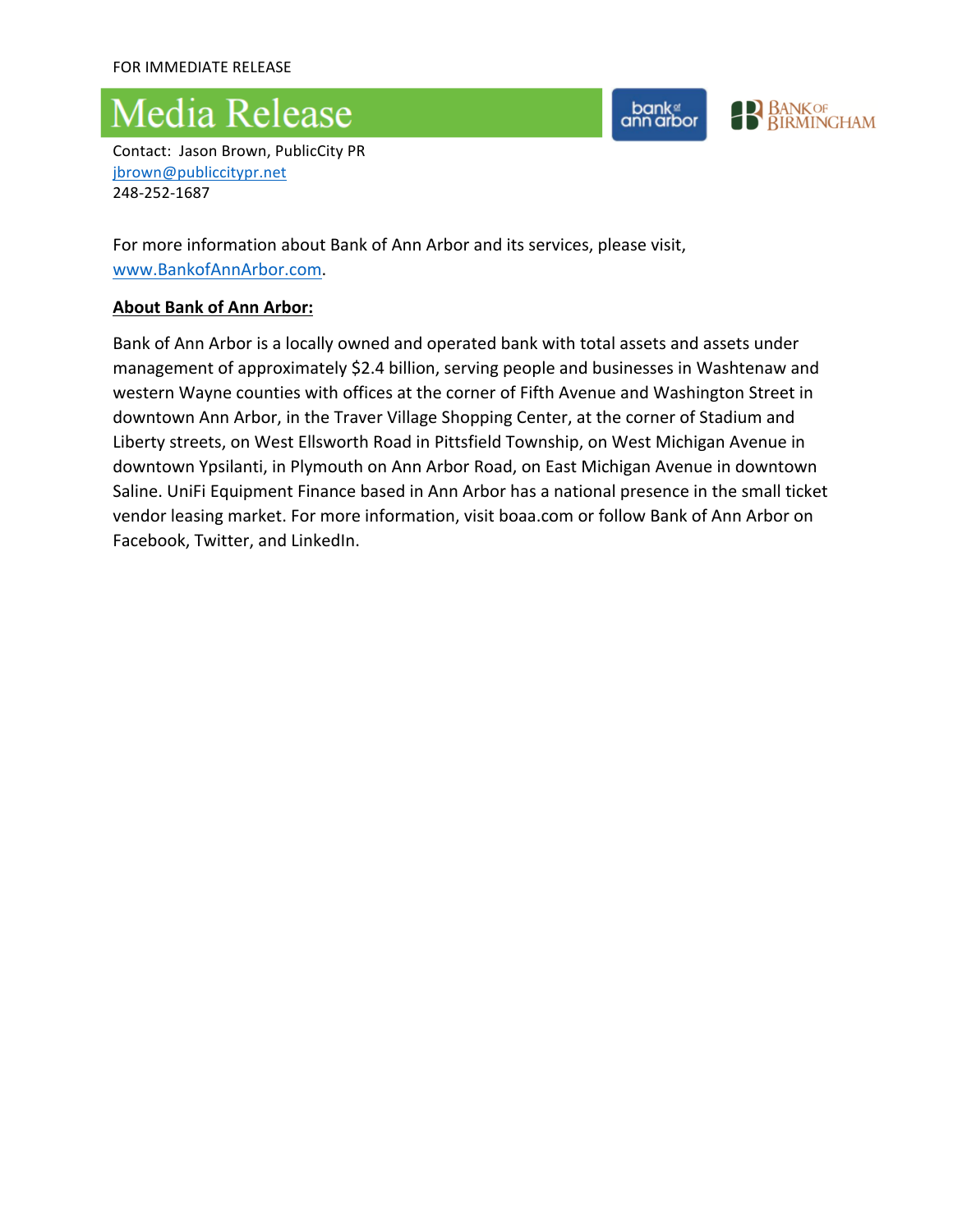FOR IMMEDIATE RELEASE

# Media Release

Contact: Jason Brown, PublicCity PR
jbrown@publiccitypr.net
248-252-1687

For more information about Bank of Ann Arbor and its services, please visit, www.BankofAnnArbor.com.

**About Bank of Ann Arbor:**

Bank of Ann Arbor is a locally owned and operated bank with total assets and assets under management of approximately $2.4 billion, serving people and businesses in Washtenaw and western Wayne counties with offices at the corner of Fifth Avenue and Washington Street in downtown Ann Arbor, in the Traver Village Shopping Center, at the corner of Stadium and Liberty streets, on West Ellsworth Road in Pittsfield Township, on West Michigan Avenue in downtown Ypsilanti, in Plymouth on Ann Arbor Road, on East Michigan Avenue in downtown Saline. UniFi Equipment Finance based in Ann Arbor has a national presence in the small ticket vendor leasing market. For more information, visit boaa.com or follow Bank of Ann Arbor on Facebook, Twitter, and LinkedIn.